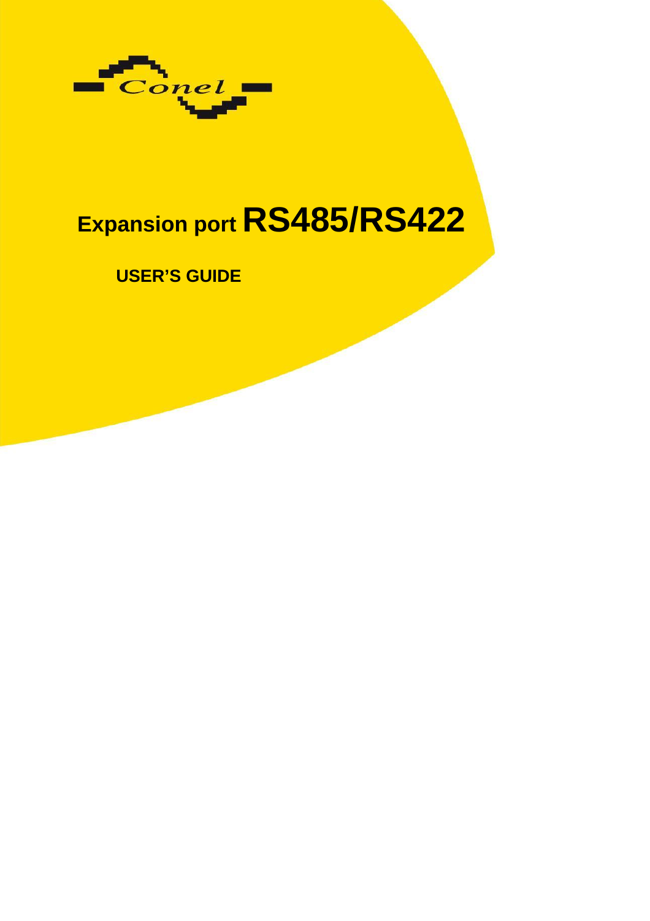Conel

# Expansion port RS485/RS422

**USER'S GUIDE**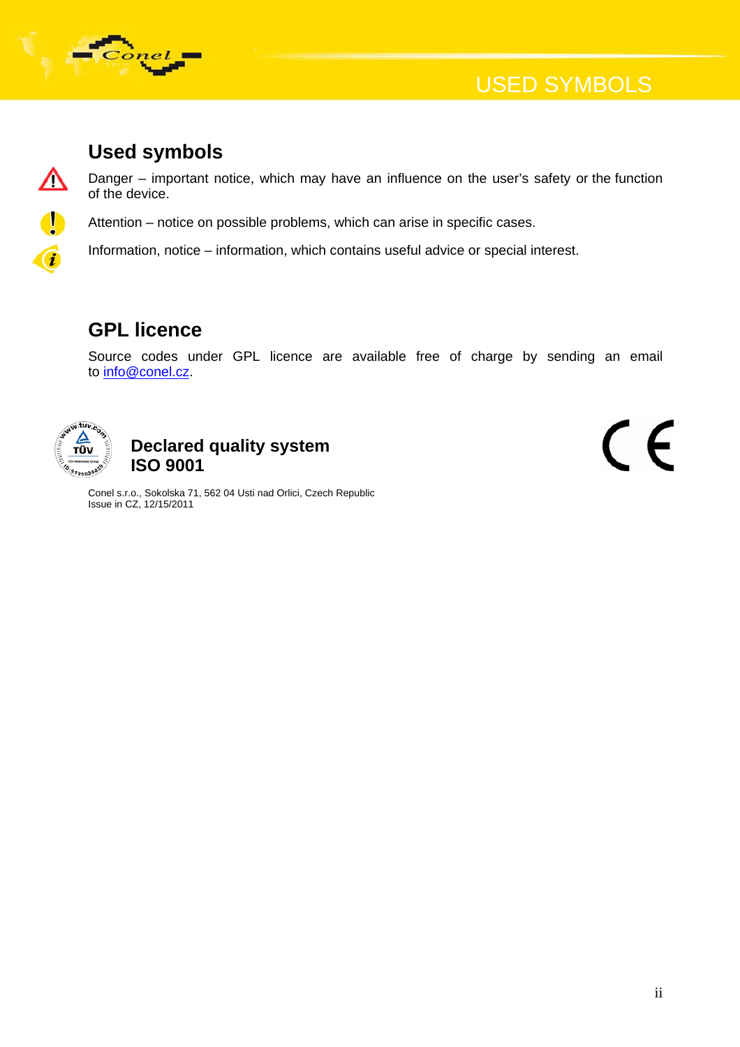## Used symbols

Danger – important notice, which may have an influence on the user's safety or the function of the device.

Attention – notice on possible problems, which can arise in specific cases.

Information, notice – information, which contains useful advice or special interest.

## GPL licence

Source codes under GPL licence are available free of charge by sending an email to info@conel.cz.

**Declared quality system ISO 9001**

Conel s.r.o., Sokolska 71, 562 04 Usti nad Orlici, Czech Republic
Issue in CZ, 12/15/2011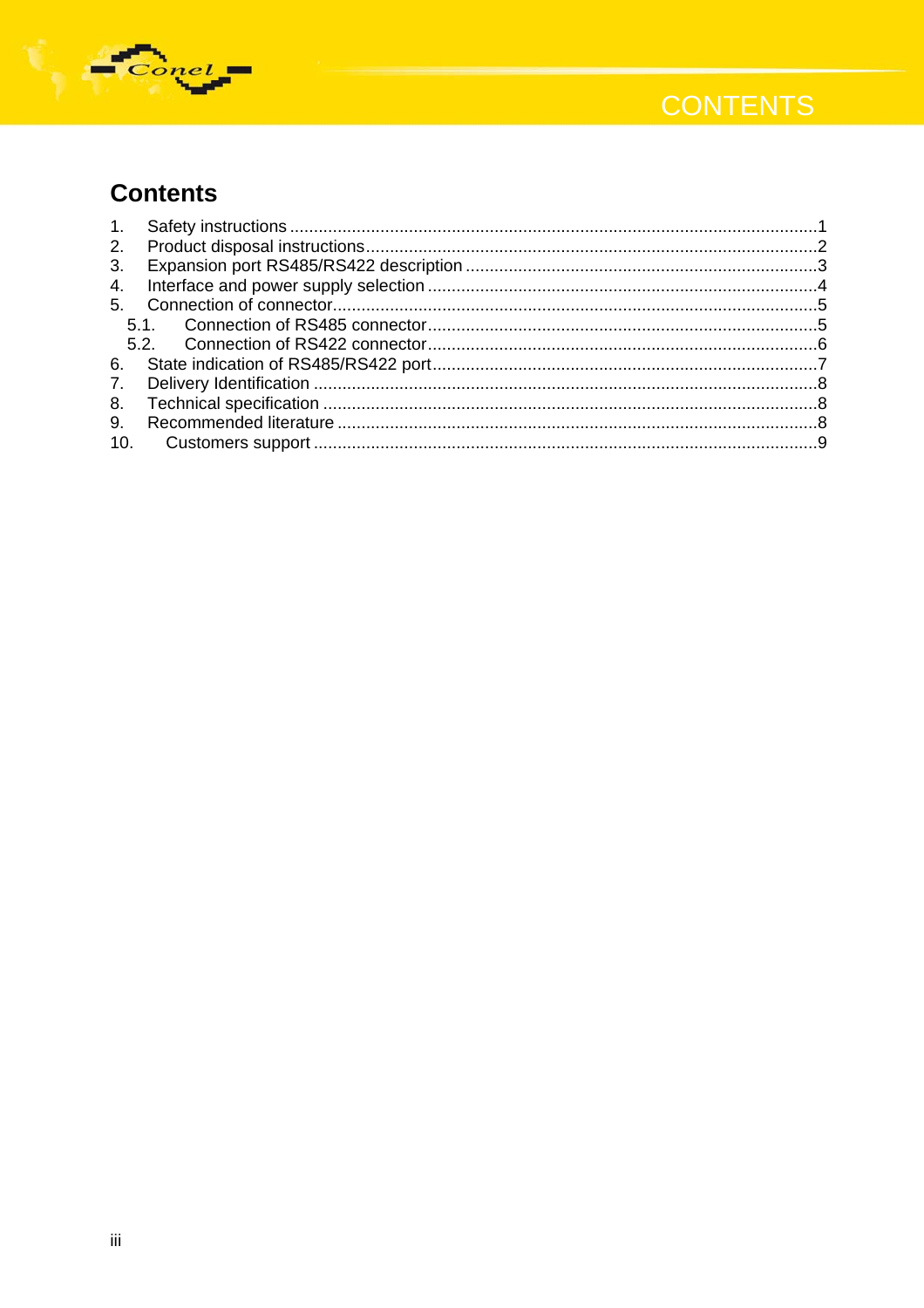# Contents

1. Safety instructions ....................................................................................................1
2. Product disposal instructions...........................................................................................2
3. Expansion port RS485/RS422 description ......................................................................3
4. Interface and power supply selection ..............................................................................4
5. Connection of connector..................................................................................................5
   - 5.1. Connection of RS485 connector...............................................................................5
   - 5.2. Connection of RS422 connector...............................................................................6
6. State indication of RS485/RS422 port..............................................................................7
7. Delivery Identification .......................................................................................................8
8. Technical specification .....................................................................................................8
9. Recommended literature ..................................................................................................8
10. Customers support ..........................................................................................................9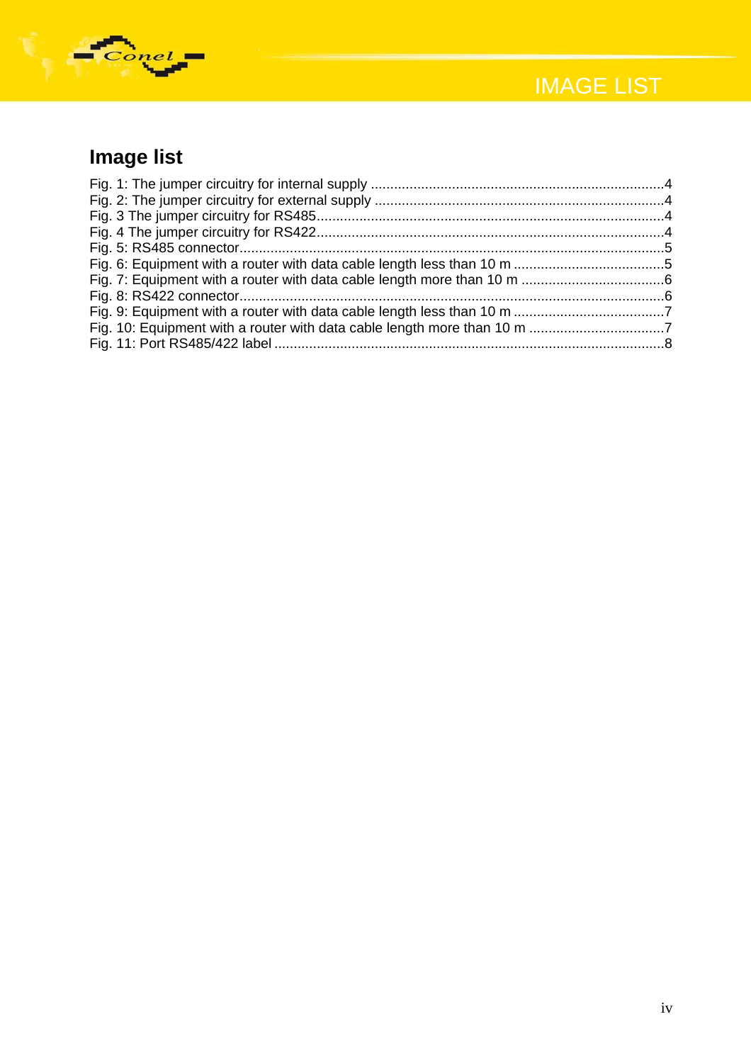# Image list

Fig. 1: The jumper circuitry for internal supply ....................................................................4
Fig. 2: The jumper circuitry for external supply ....................................................................4
Fig. 3 The jumper circuitry for RS485....................................................................................4
Fig. 4 The jumper circuitry for RS422....................................................................................4
Fig. 5: RS485 connector.........................................................................................................5
Fig. 6: Equipment with a router with data cable length less than 10 m .................................5
Fig. 7: Equipment with a router with data cable length more than 10 m ...............................6
Fig. 8: RS422 connector.........................................................................................................6
Fig. 9: Equipment with a router with data cable length less than 10 m .................................7
Fig. 10: Equipment with a router with data cable length more than 10 m .............................7
Fig. 11: Port RS485/422 label ................................................................................................8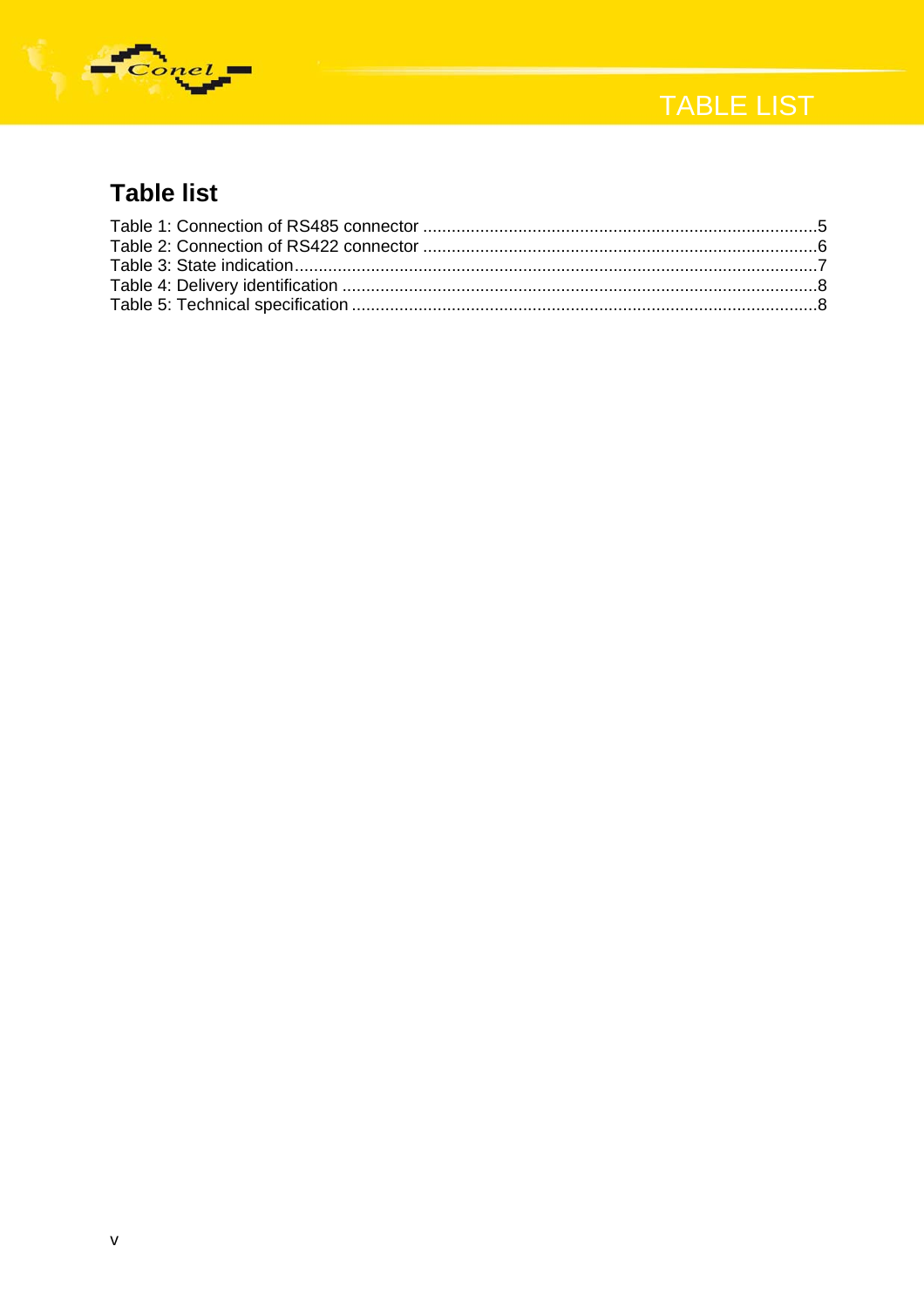# Table list

Table 1: Connection of RS485 connector .......................................................................................5
Table 2: Connection of RS422 connector .......................................................................................6
Table 3: State indication..................................................................................................................7
Table 4: Delivery identification .......................................................................................................8
Table 5: Technical specification ......................................................................................................8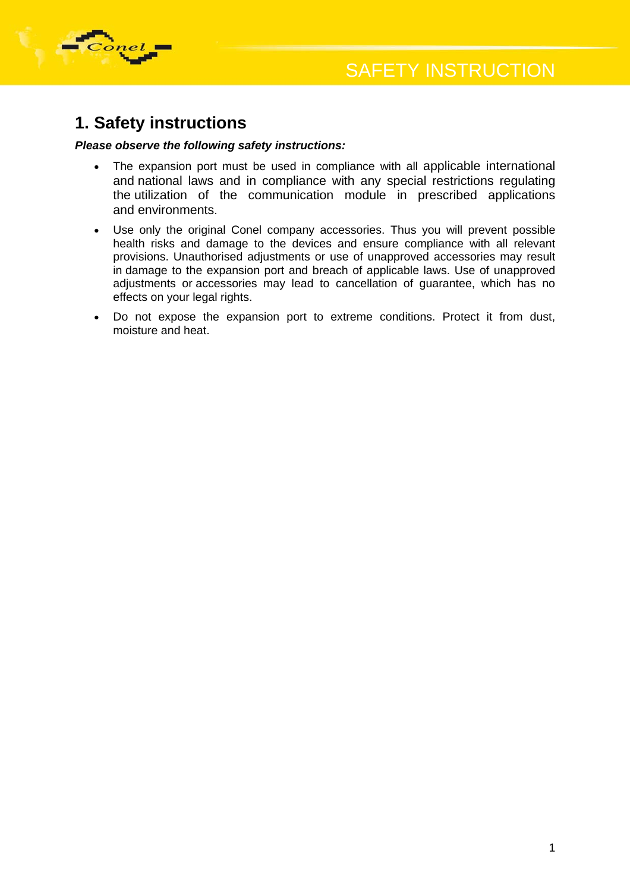# 1. Safety instructions

***Please observe the following safety instructions:***

- The expansion port must be used in compliance with all applicable international and national laws and in compliance with any special restrictions regulating the utilization of the communication module in prescribed applications and environments.
- Use only the original Conel company accessories. Thus you will prevent possible health risks and damage to the devices and ensure compliance with all relevant provisions. Unauthorised adjustments or use of unapproved accessories may result in damage to the expansion port and breach of applicable laws. Use of unapproved adjustments or accessories may lead to cancellation of guarantee, which has no effects on your legal rights.
- Do not expose the expansion port to extreme conditions. Protect it from dust, moisture and heat.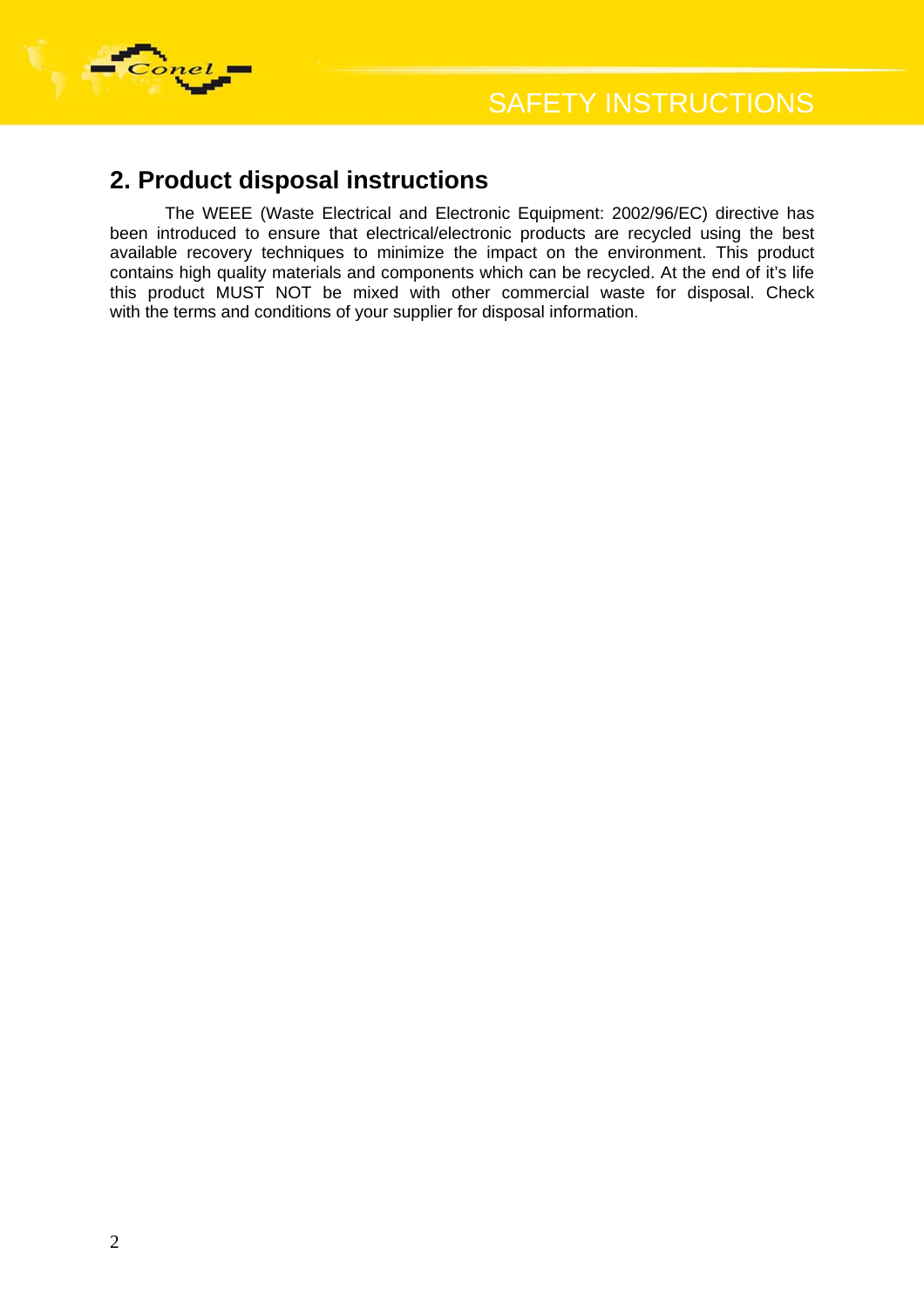## 2. Product disposal instructions

The WEEE (Waste Electrical and Electronic Equipment: 2002/96/EC) directive has been introduced to ensure that electrical/electronic products are recycled using the best available recovery techniques to minimize the impact on the environment. This product contains high quality materials and components which can be recycled. At the end of it's life this product MUST NOT be mixed with other commercial waste for disposal. Check with the terms and conditions of your supplier for disposal information.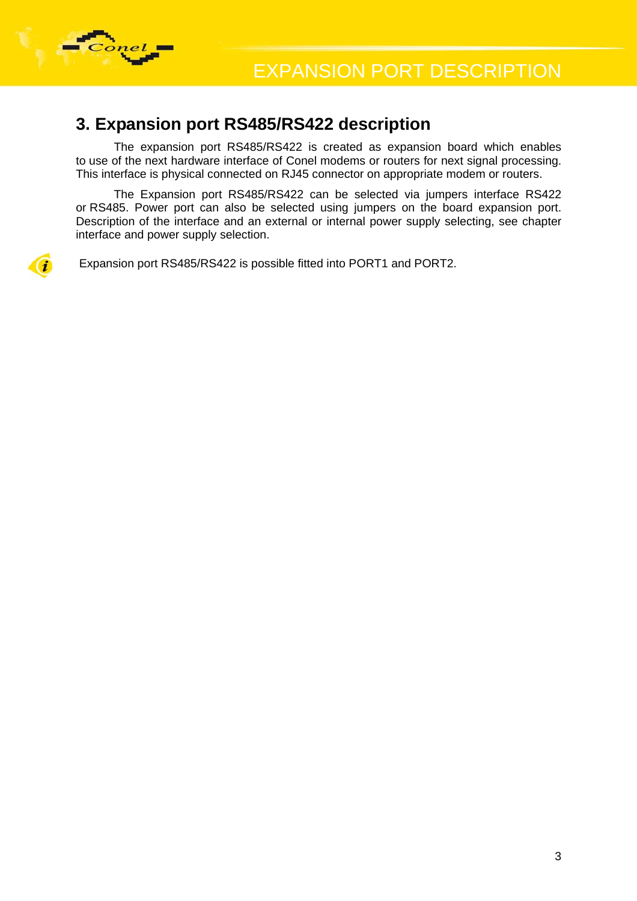## 3. Expansion port RS485/RS422 description

The expansion port RS485/RS422 is created as expansion board which enables to use of the next hardware interface of Conel modems or routers for next signal processing. This interface is physical connected on RJ45 connector on appropriate modem or routers.

The Expansion port RS485/RS422 can be selected via jumpers interface RS422 or RS485. Power port can also be selected using jumpers on the board expansion port. Description of the interface and an external or internal power supply selecting, see chapter interface and power supply selection.

Expansion port RS485/RS422 is possible fitted into PORT1 and PORT2.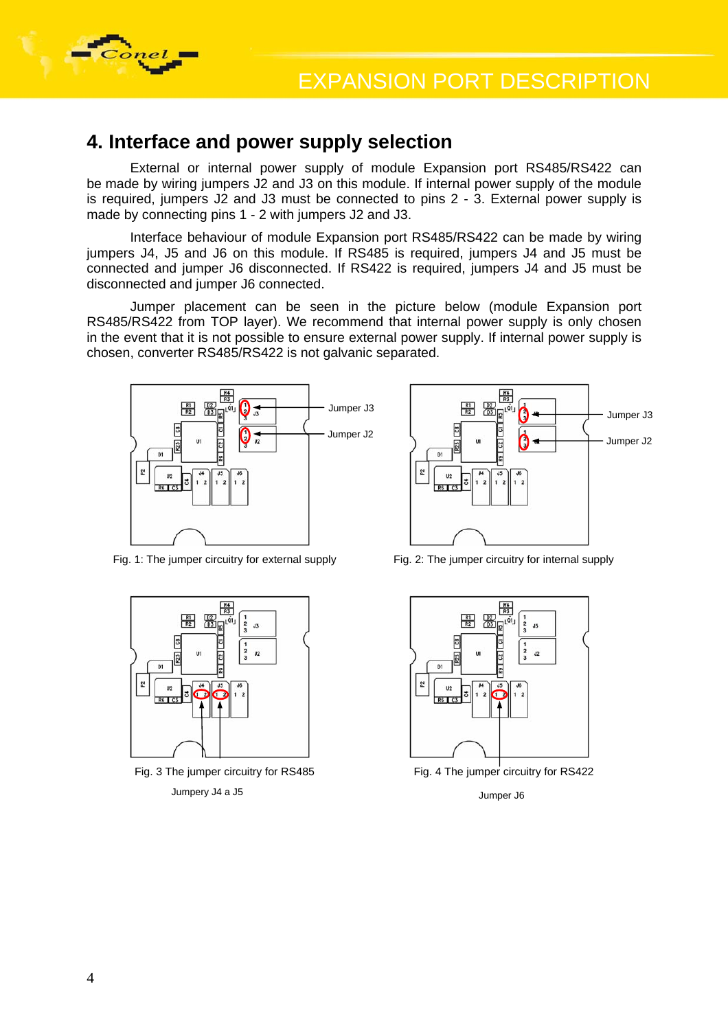## 4. Interface and power supply selection

External or internal power supply of module Expansion port RS485/RS422 can be made by wiring jumpers J2 and J3 on this module. If internal power supply of the module is required, jumpers J2 and J3 must be connected to pins 2 - 3. External power supply is made by connecting pins 1 - 2 with jumpers J2 and J3.

Interface behaviour of module Expansion port RS485/RS422 can be made by wiring jumpers J4, J5 and J6 on this module. If RS485 is required, jumpers J4 and J5 must be connected and jumper J6 disconnected. If RS422 is required, jumpers J4 and J5 must be disconnected and jumper J6 connected.

Jumper placement can be seen in the picture below (module Expansion port RS485/RS422 from TOP layer). We recommend that internal power supply is only chosen in the event that it is not possible to ensure external power supply. If internal power supply is chosen, converter RS485/RS422 is not galvanic separated.

Jumper J3

Jumper J2

Fig. 1: The jumper circuitry for external supply

Jumper J3

Jumper J2

Fig. 2: The jumper circuitry for internal supply

Fig. 3 The jumper circuitry for RS485

Jumpery J4 a J5

Fig. 4 The jumper circuitry for RS422

Jumper J6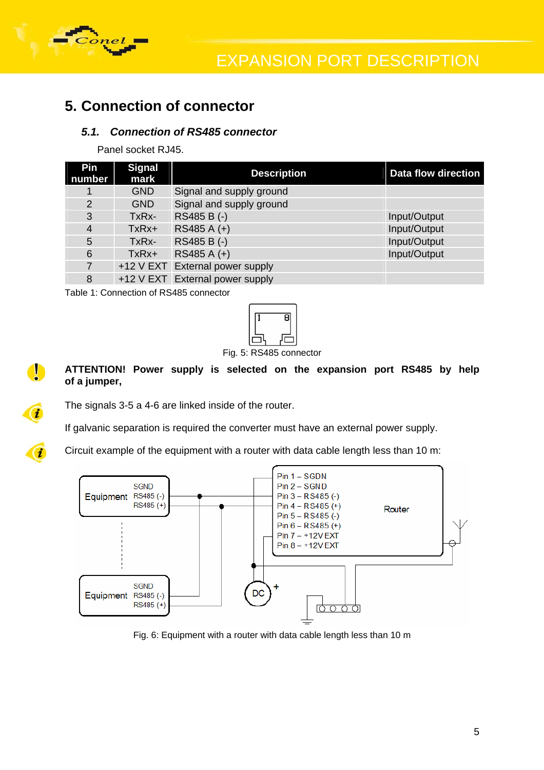# 5. Connection of connector

## 5.1. Connection of RS485 connector

Panel socket RJ45.

| Pin number | Signal mark | Description | Data flow direction |
|---|---|---|---|
| 1 | GND | Signal and supply ground | |
| 2 | GND | Signal and supply ground | |
| 3 | TxRx- | RS485 B (-) | Input/Output |
| 4 | TxRx+ | RS485 A (+) | Input/Output |
| 5 | TxRx- | RS485 B (-) | Input/Output |
| 6 | TxRx+ | RS485 A (+) | Input/Output |
| 7 | +12 V EXT | External power supply | |
| 8 | +12 V EXT | External power supply | |

Table 1: Connection of RS485 connector

Fig. 5: RS485 connector

**ATTENTION! Power supply is selected on the expansion port RS485 by help of a jumper,**

The signals 3-5 a 4-6 are linked inside of the router.

If galvanic separation is required the converter must have an external power supply.

Circuit example of the equipment with a router with data cable length less than 10 m:

Fig. 6: Equipment with a router with data cable length less than 10 m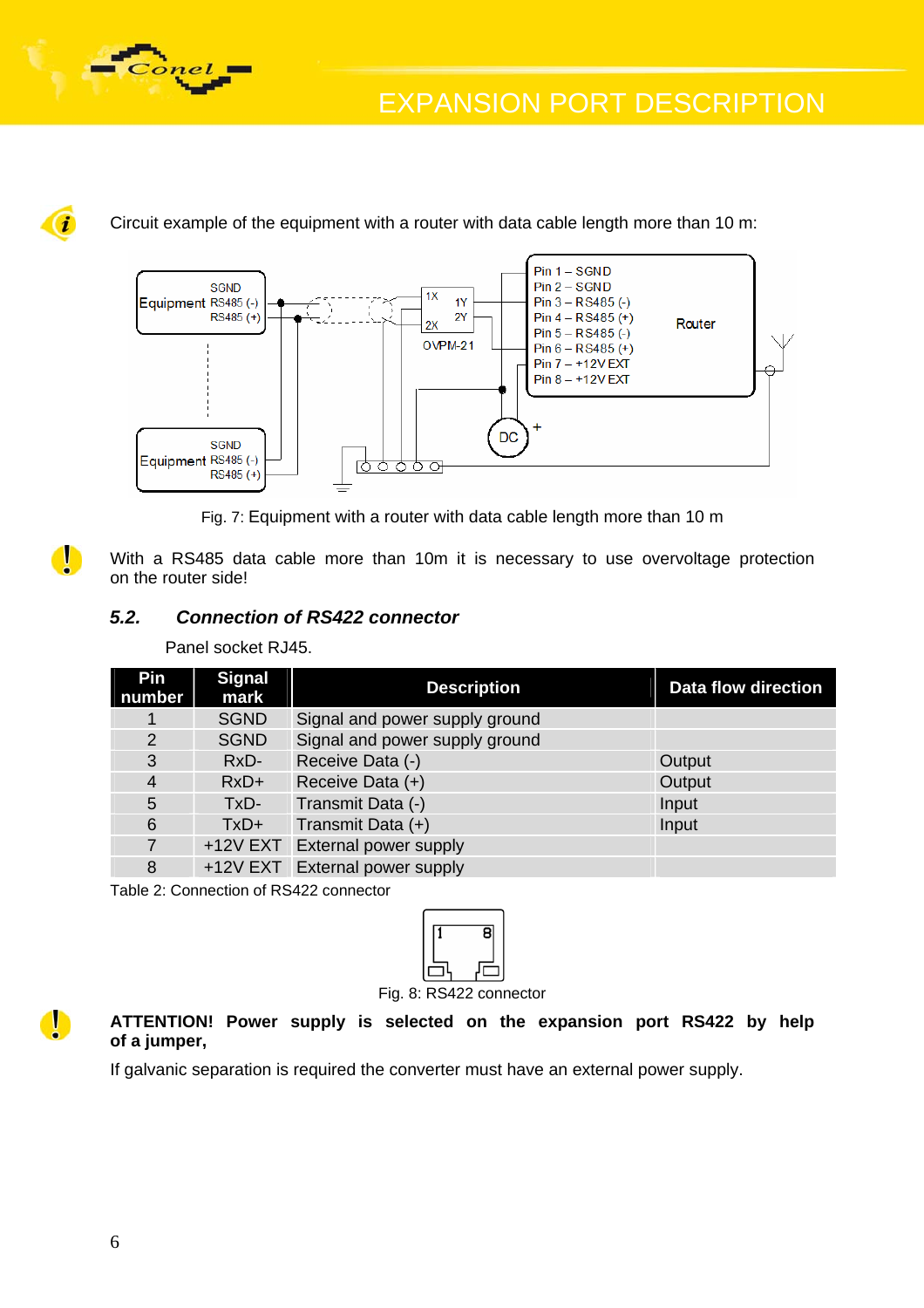Circuit example of the equipment with a router with data cable length more than 10 m:

Fig. 7: Equipment with a router with data cable length more than 10 m

With a RS485 data cable more than 10m it is necessary to use overvoltage protection on the router side!

### *5.2. Connection of RS422 connector*

Panel socket RJ45.

| Pin number | Signal mark | Description | Data flow direction |
|---|---|---|---|
| 1 | SGND | Signal and power supply ground | |
| 2 | SGND | Signal and power supply ground | |
| 3 | RxD- | Receive Data (-) | Output |
| 4 | RxD+ | Receive Data (+) | Output |
| 5 | TxD- | Transmit Data (-) | Input |
| 6 | TxD+ | Transmit Data (+) | Input |
| 7 | +12V EXT | External power supply | |
| 8 | +12V EXT | External power supply | |

Table 2: Connection of RS422 connector

Fig. 8: RS422 connector

**ATTENTION! Power supply is selected on the expansion port RS422 by help of a jumper,**

If galvanic separation is required the converter must have an external power supply.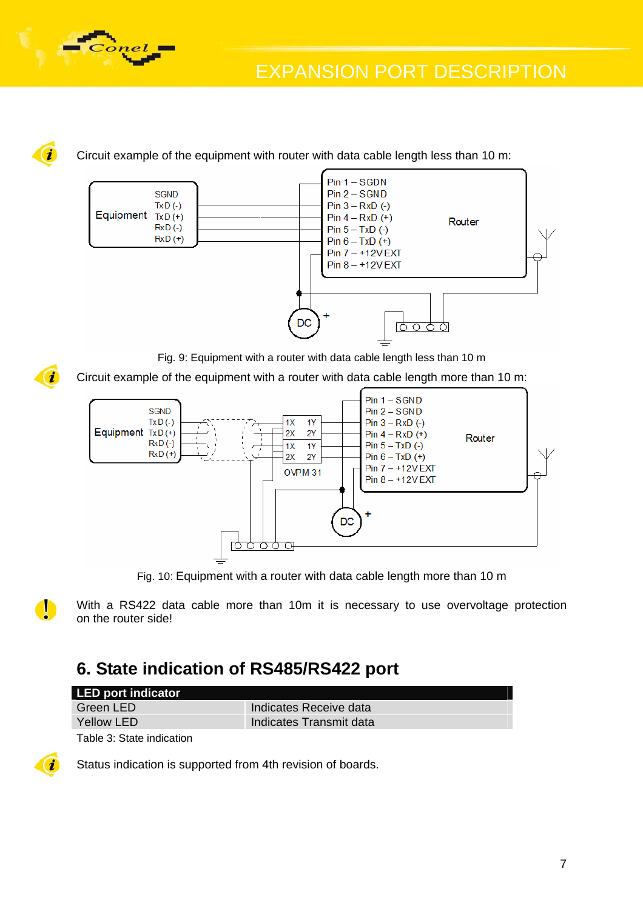Circuit example of the equipment with router with data cable length less than 10 m:

Fig. 9: Equipment with a router with data cable length less than 10 m

Circuit example of the equipment with a router with data cable length more than 10 m:

Fig. 10: Equipment with a router with data cable length more than 10 m

With a RS422 data cable more than 10m it is necessary to use overvoltage protection on the router side!

## 6. State indication of RS485/RS422 port

| LED port indicator | |
|---|---|
| Green LED | Indicates Receive data |
| Yellow LED | Indicates Transmit data |

Table 3: State indication

Status indication is supported from 4th revision of boards.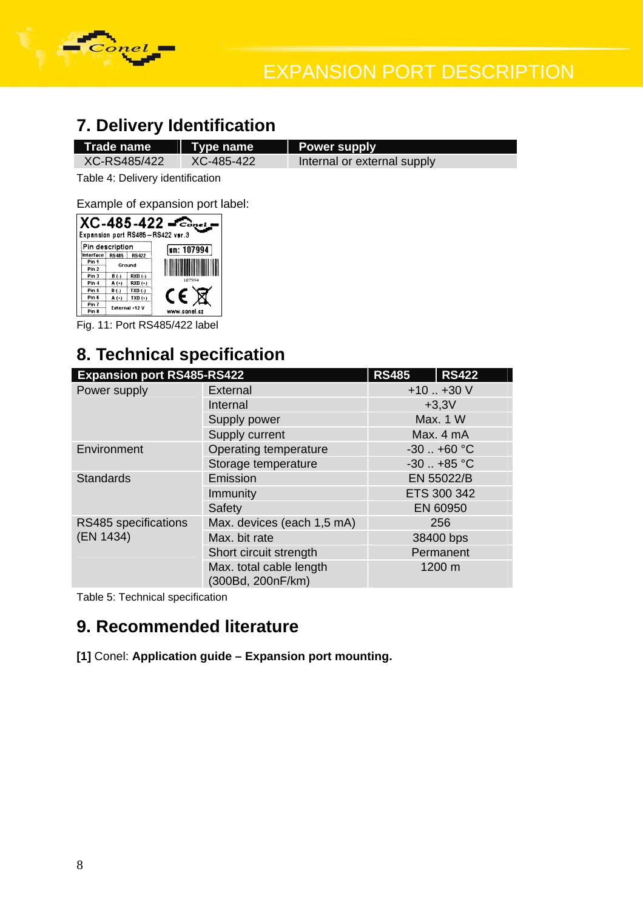## 7. Delivery Identification

| Trade name | Type name | Power supply |
|---|---|---|
| XC-RS485/422 | XC-485-422 | Internal or external supply |

Table 4: Delivery identification

Example of expansion port label:

Fig. 11: Port RS485/422 label

## 8. Technical specification

| Expansion port RS485-RS422 | | RS485 | RS422 |
|---|---|---|---|
| Power supply | External | +10 .. +30 V | |
| | Internal | +3,3V | |
| | Supply power | Max. 1 W | |
| | Supply current | Max. 4 mA | |
| Environment | Operating temperature | -30 .. +60 °C | |
| | Storage temperature | -30 .. +85 °C | |
| Standards | Emission | EN 55022/B | |
| | Immunity | ETS 300 342 | |
| | Safety | EN 60950 | |
| RS485 specifications (EN 1434) | Max. devices (each 1,5 mA) | 256 | |
| | Max. bit rate | 38400 bps | |
| | Short circuit strength | Permanent | |
| | Max. total cable length (300Bd, 200nF/km) | 1200 m | |

Table 5: Technical specification

## 9. Recommended literature

**[1]** Conel: **Application guide – Expansion port mounting.**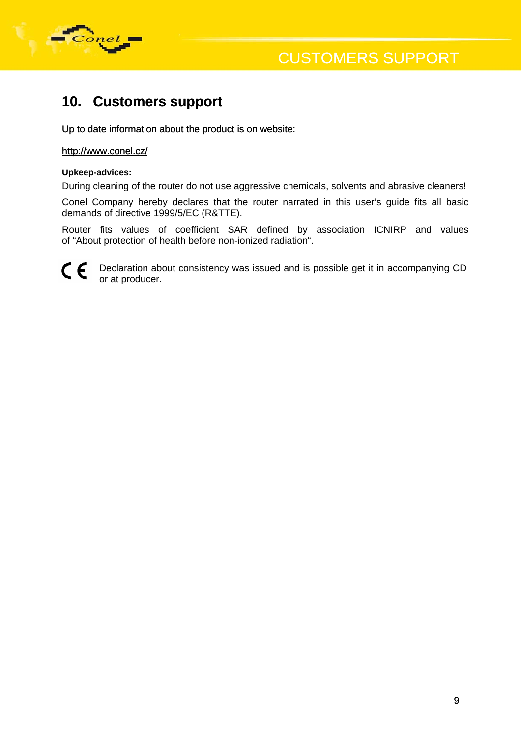# 10. Customers support

Up to date information about the product is on website:

http://www.conel.cz/

**Upkeep-advices:**

During cleaning of the router do not use aggressive chemicals, solvents and abrasive cleaners!

Conel Company hereby declares that the router narrated in this user's guide fits all basic demands of directive 1999/5/EC (R&TTE).

Router fits values of coefficient SAR defined by association ICNIRP and values of "About protection of health before non-ionized radiation".

CE Declaration about consistency was issued and is possible get it in accompanying CD or at producer.